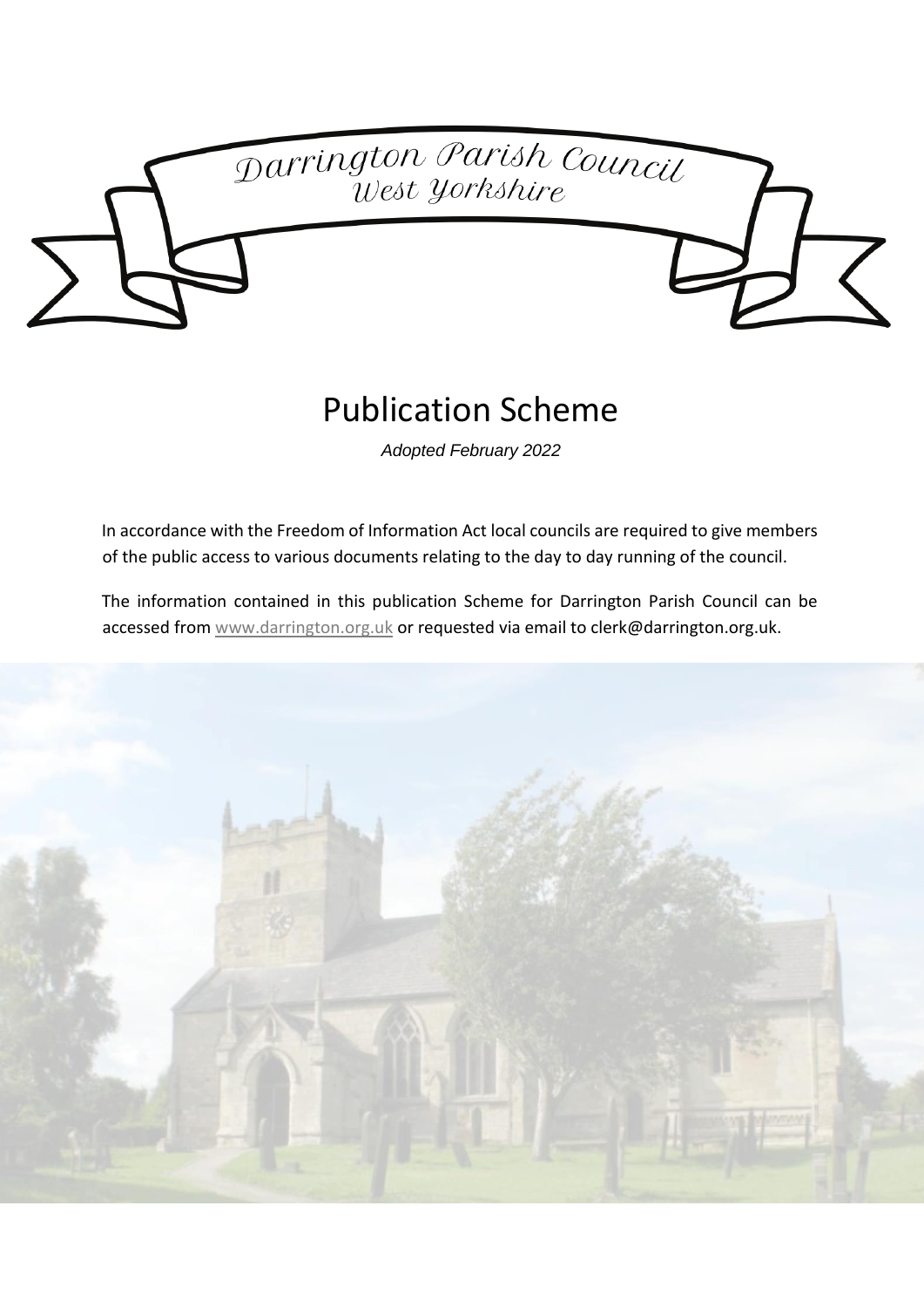# Darrington Parish Council

## West Yorkshire

# Publication Scheme

*Adopted February 2022*

In accordance with the Freedom of Information Act local councils are required to give members of the public access to various documents relating to the day to day running of the council.

The information contained in this publication Scheme for Darrington Parish Council can be accessed from www.darrington.org.uk or requested via email to clerk@darrington.org.uk.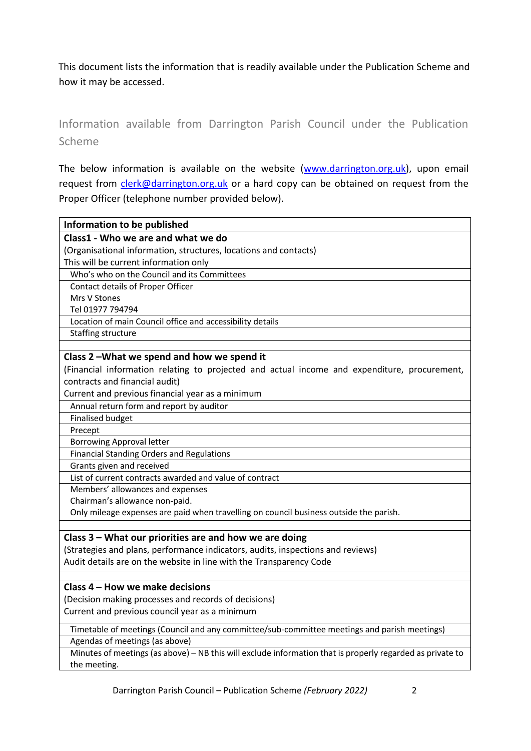This document lists the information that is readily available under the Publication Scheme and how it may be accessed.

## Information available from Darrington Parish Council under the Publication Scheme

The below information is available on the website (www.darrington.org.uk), upon email request from clerk@darrington.org.uk or a hard copy can be obtained on request from the Proper Officer (telephone number provided below).

| Information to be published |
|---|
| **Class1 - Who we are and what we do**<br>(Organisational information, structures, locations and contacts)<br>This will be current information only |
| Who's who on the Council and its Committees |
| Contact details of Proper Officer<br>Mrs V Stones<br>Tel 01977 794794 |
| Location of main Council office and accessibility details |
| Staffing structure |
| |
| **Class 2 –What we spend and how we spend it**<br>(Financial information relating to projected and actual income and expenditure, procurement, contracts and financial audit)<br>Current and previous financial year as a minimum |
| Annual return form and report by auditor |
| Finalised budget |
| Precept |
| Borrowing Approval letter |
| Financial Standing Orders and Regulations |
| Grants given and received |
| List of current contracts awarded and value of contract |
| Members' allowances and expenses<br>Chairman's allowance non-paid.<br>Only mileage expenses are paid when travelling on council business outside the parish. |
| |
| **Class 3 – What our priorities are and how we are doing**<br>(Strategies and plans, performance indicators, audits, inspections and reviews)<br>Audit details are on the website in line with the Transparency Code |
| |
| **Class 4 – How we make decisions**<br>(Decision making processes and records of decisions)<br>Current and previous council year as a minimum |
| Timetable of meetings (Council and any committee/sub-committee meetings and parish meetings) |
| Agendas of meetings (as above) |
| Minutes of meetings (as above) – NB this will exclude information that is properly regarded as private to the meeting. |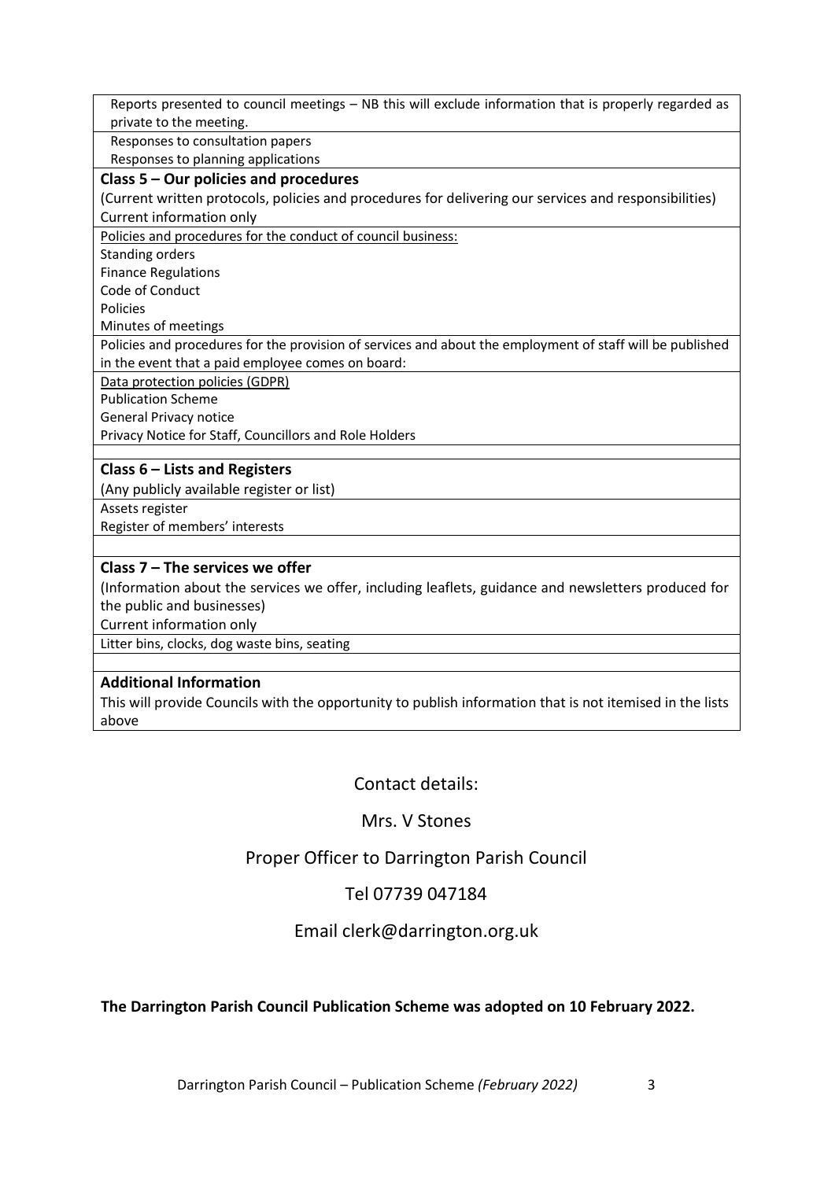| |
|---|
| Reports presented to council meetings – NB this will exclude information that is properly regarded as private to the meeting. |
| Responses to consultation papers<br>Responses to planning applications |
| **Class 5 – Our policies and procedures**<br>(Current written protocols, policies and procedures for delivering our services and responsibilities)<br>Current information only |
| <u>Policies and procedures for the conduct of council business:</u><br>Standing orders<br>Finance Regulations<br>Code of Conduct<br>Policies<br>Minutes of meetings |
| Policies and procedures for the provision of services and about the employment of staff will be published in the event that a paid employee comes on board: |
| <u>Data protection policies (GDPR)</u><br>Publication Scheme<br>General Privacy notice<br>Privacy Notice for Staff, Councillors and Role Holders |
| |
| **Class 6 – Lists and Registers**<br>(Any publicly available register or list) |
| Assets register<br>Register of members' interests |
| |
| **Class 7 – The services we offer**<br>(Information about the services we offer, including leaflets, guidance and newsletters produced for the public and businesses)<br>Current information only |
| Litter bins, clocks, dog waste bins, seating |
| |
| **Additional Information**<br>This will provide Councils with the opportunity to publish information that is not itemised in the lists above |

Contact details:

Mrs. V Stones

Proper Officer to Darrington Parish Council

Tel 07739 047184

Email clerk@darrington.org.uk

**The Darrington Parish Council Publication Scheme was adopted on 10 February 2022.**